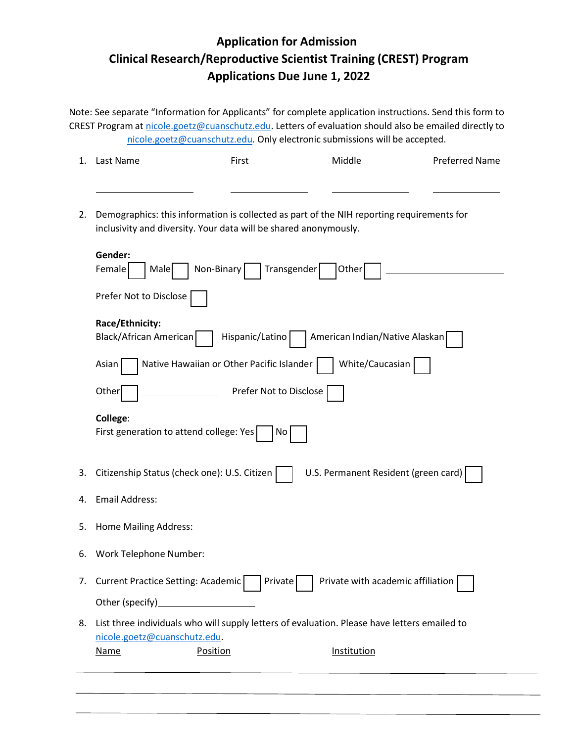# Application for Admission
# Clinical Research/Reproductive Scientist Training (CREST) Program
# Applications Due June 1, 2022

Note: See separate "Information for Applicants" for complete application instructions. Send this form to CREST Program at nicole.goetz@cuanschutz.edu. Letters of evaluation should also be emailed directly to nicole.goetz@cuanschutz.edu. Only electronic submissions will be accepted.

1. Last Name ____________ First ____________ Middle ____________ Preferred Name ____________

2. Demographics: this information is collected as part of the NIH reporting requirements for inclusivity and diversity. Your data will be shared anonymously.

   **Gender:**
   Female ☐ Male ☐ Non-Binary ☐ Transgender ☐ Other ☐ ____________________

   Prefer Not to Disclose ☐

   **Race/Ethnicity:**
   Black/African American ☐ Hispanic/Latino ☐ American Indian/Native Alaskan ☐

   Asian ☐ Native Hawaiian or Other Pacific Islander ☐ White/Caucasian ☐

   Other ☐ ____________ Prefer Not to Disclose ☐

   **College**:
   First generation to attend college: Yes ☐ No ☐

3. Citizenship Status (check one): U.S. Citizen ☐ U.S. Permanent Resident (green card) ☐

4. Email Address:

5. Home Mailing Address:

6. Work Telephone Number:

7. Current Practice Setting: Academic ☐ Private ☐ Private with academic affiliation ☐

   Other (specify)____________________

8. List three individuals who will supply letters of evaluation. Please have letters emailed to nicole.goetz@cuanschutz.edu.

| Name | Position | Institution |
|---|---|---|
| | | |
| | | |
| | | |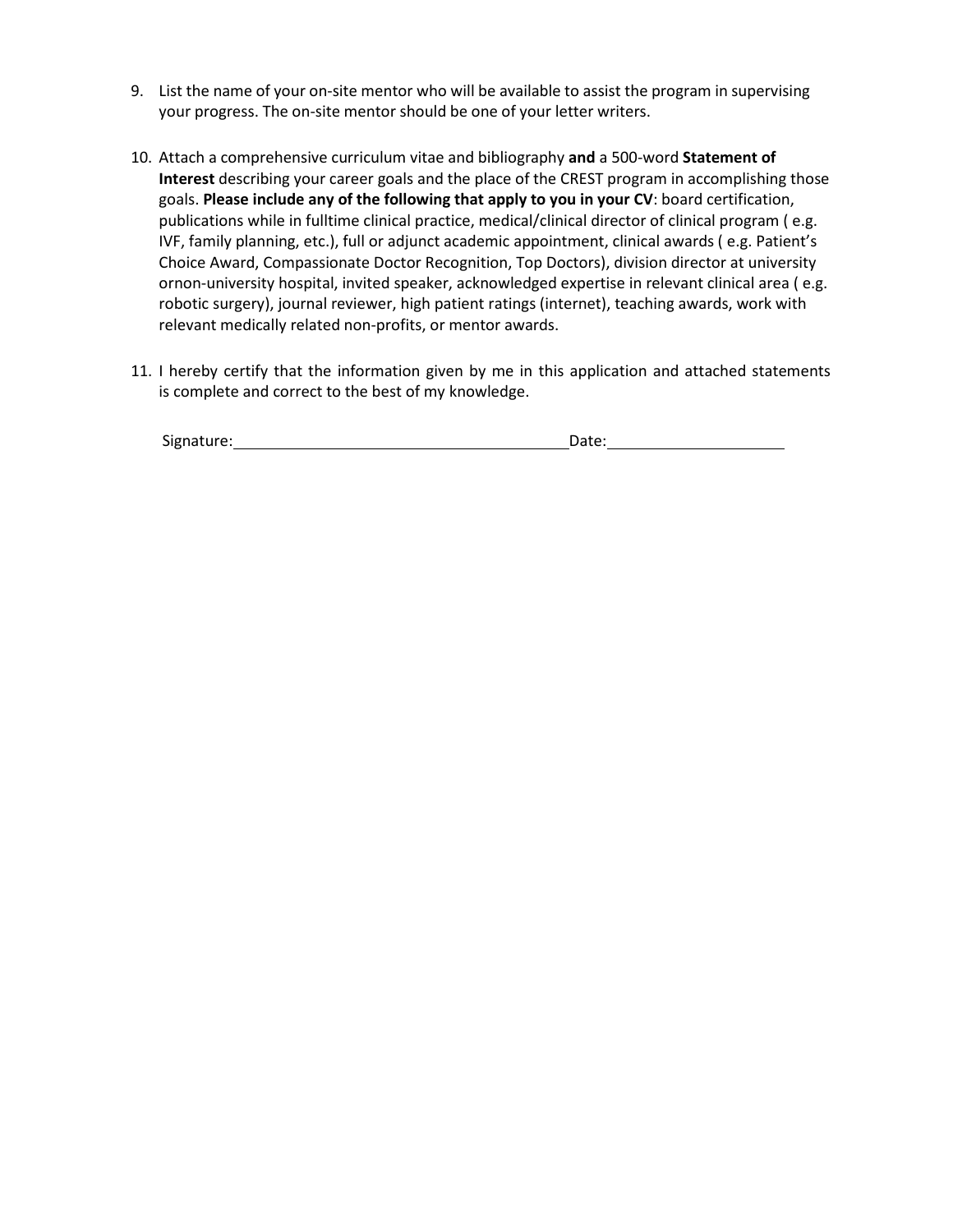9. List the name of your on-site mentor who will be available to assist the program in supervising your progress. The on-site mentor should be one of your letter writers.

10. Attach a comprehensive curriculum vitae and bibliography **and** a 500-word **Statement of Interest** describing your career goals and the place of the CREST program in accomplishing those goals. **Please include any of the following that apply to you in your CV**: board certification, publications while in fulltime clinical practice, medical/clinical director of clinical program ( e.g. IVF, family planning, etc.), full or adjunct academic appointment, clinical awards ( e.g. Patient's Choice Award, Compassionate Doctor Recognition, Top Doctors), division director at university ornon-university hospital, invited speaker, acknowledged expertise in relevant clinical area ( e.g. robotic surgery), journal reviewer, high patient ratings (internet), teaching awards, work with relevant medically related non-profits, or mentor awards.

11. I hereby certify that the information given by me in this application and attached statements is complete and correct to the best of my knowledge.

Signature:______________________________ Date:________________